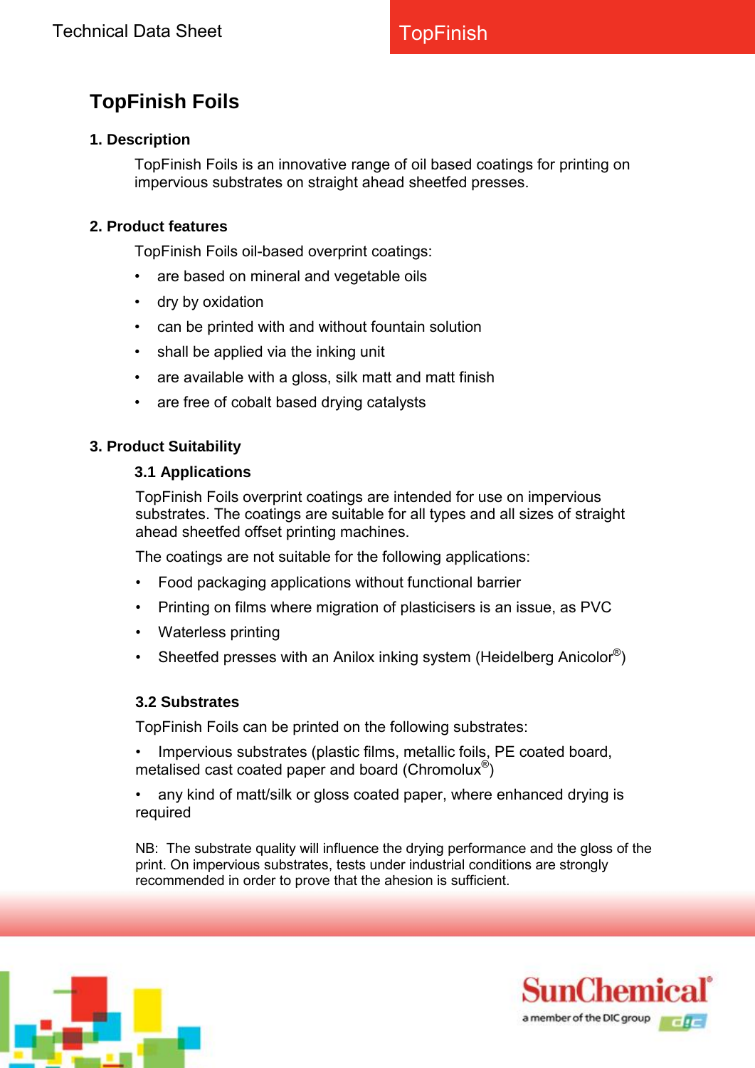# TopFinish Foils

## 1. Description

TopFinish Foils is an innovative range of oil based coatings for printing on impervious substrates on straight ahead sheetfed presses.

## 2. Product features

TopFinish Foils oil-based overprint coatings:

- are based on mineral and vegetable oils
- dry by oxidation
- can be printed with and without fountain solution
- shall be applied via the inking unit
- are available with a gloss, silk matt and matt finish
- are free of cobalt based drying catalysts

## 3. Product Suitability

### 3.1 Applications

TopFinish Foils overprint coatings are intended for use on impervious substrates. The coatings are suitable for all types and all sizes of straight ahead sheetfed offset printing machines.

The coatings are not suitable for the following applications:

- Food packaging applications without functional barrier
- Printing on films where migration of plasticisers is an issue, as PVC
- Waterless printing
- Sheetfed presses with an Anilox inking system (Heidelberg Anicolor®)

### 3.2 Substrates

TopFinish Foils can be printed on the following substrates:

- Impervious substrates (plastic films, metallic foils, PE coated board, metalised cast coated paper and board (Chromolux®)
- any kind of matt/silk or gloss coated paper, where enhanced drying is required

NB: The substrate quality will influence the drying performance and the gloss of the print. On impervious substrates, tests under industrial conditions are strongly recommended in order to prove that the ahesion is sufficient.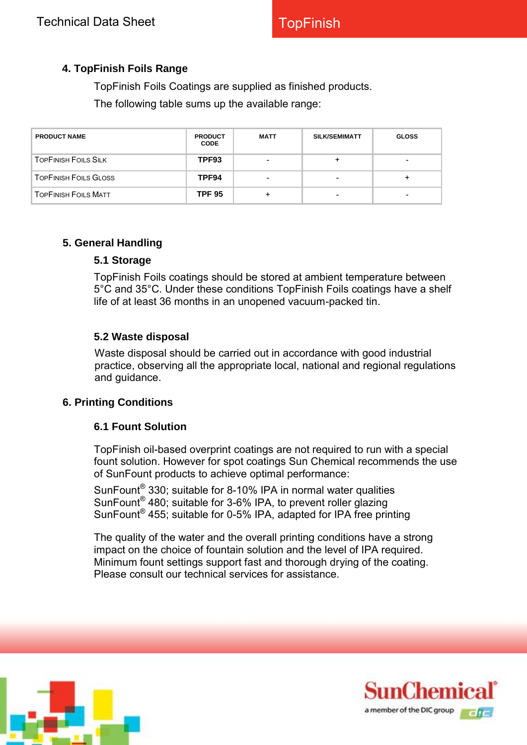## 4. TopFinish Foils Range

TopFinish Foils Coatings are supplied as finished products.

The following table sums up the available range:

| PRODUCT NAME | PRODUCT CODE | MATT | SILK/SEMIMATT | GLOSS |
|---|---|---|---|---|
| TopFinish Foils Silk | TPF93 | - | + | - |
| TopFinish Foils Gloss | TPF94 | - | - | + |
| TopFinish Foils Matt | TPF 95 | + | - | - |

## 5. General Handling

### 5.1 Storage

TopFinish Foils coatings should be stored at ambient temperature between 5°C and 35°C. Under these conditions TopFinish Foils coatings have a shelf life of at least 36 months in an unopened vacuum-packed tin.

### 5.2 Waste disposal

Waste disposal should be carried out in accordance with good industrial practice, observing all the appropriate local, national and regional regulations and guidance.

## 6. Printing Conditions

### 6.1 Fount Solution

TopFinish oil-based overprint coatings are not required to run with a special fount solution. However for spot coatings Sun Chemical recommends the use of SunFount products to achieve optimal performance:

SunFount® 330; suitable for 8-10% IPA in normal water qualities
SunFount® 480; suitable for 3-6% IPA, to prevent roller glazing
SunFount® 455; suitable for 0-5% IPA, adapted for IPA free printing

The quality of the water and the overall printing conditions have a strong impact on the choice of fountain solution and the level of IPA required. Minimum fount settings support fast and thorough drying of the coating. Please consult our technical services for assistance.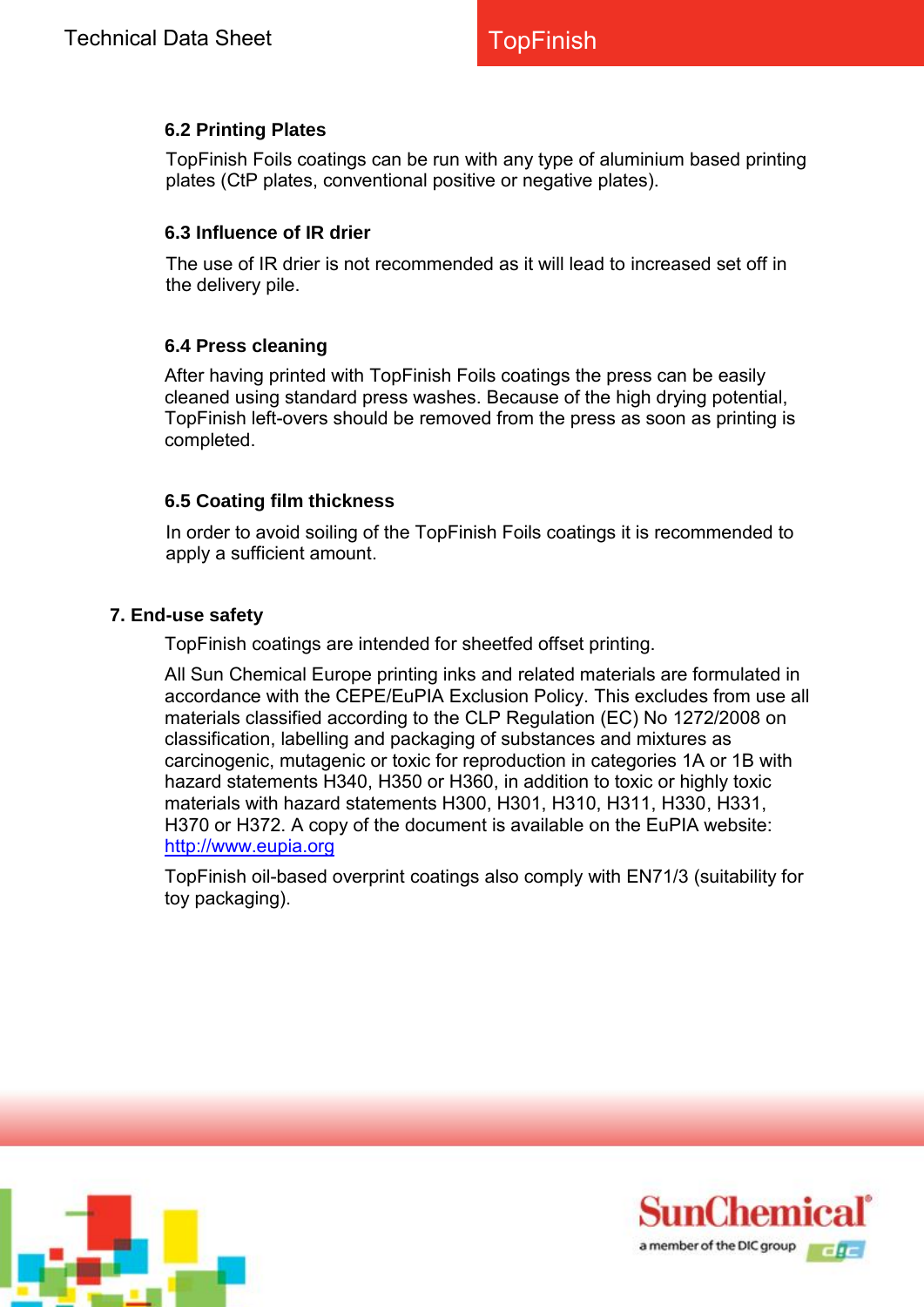### 6.2 Printing Plates

TopFinish Foils coatings can be run with any type of aluminium based printing plates (CtP plates, conventional positive or negative plates).

### 6.3 Influence of IR drier

The use of IR drier is not recommended as it will lead to increased set off in the delivery pile.

### 6.4 Press cleaning

After having printed with TopFinish Foils coatings the press can be easily cleaned using standard press washes. Because of the high drying potential, TopFinish left-overs should be removed from the press as soon as printing is completed.

### 6.5 Coating film thickness

In order to avoid soiling of the TopFinish Foils coatings it is recommended to apply a sufficient amount.

## 7. End-use safety

TopFinish coatings are intended for sheetfed offset printing.

All Sun Chemical Europe printing inks and related materials are formulated in accordance with the CEPE/EuPIA Exclusion Policy. This excludes from use all materials classified according to the CLP Regulation (EC) No 1272/2008 on classification, labelling and packaging of substances and mixtures as carcinogenic, mutagenic or toxic for reproduction in categories 1A or 1B with hazard statements H340, H350 or H360, in addition to toxic or highly toxic materials with hazard statements H300, H301, H310, H311, H330, H331, H370 or H372. A copy of the document is available on the EuPIA website: http://www.eupia.org

TopFinish oil-based overprint coatings also comply with EN71/3 (suitability for toy packaging).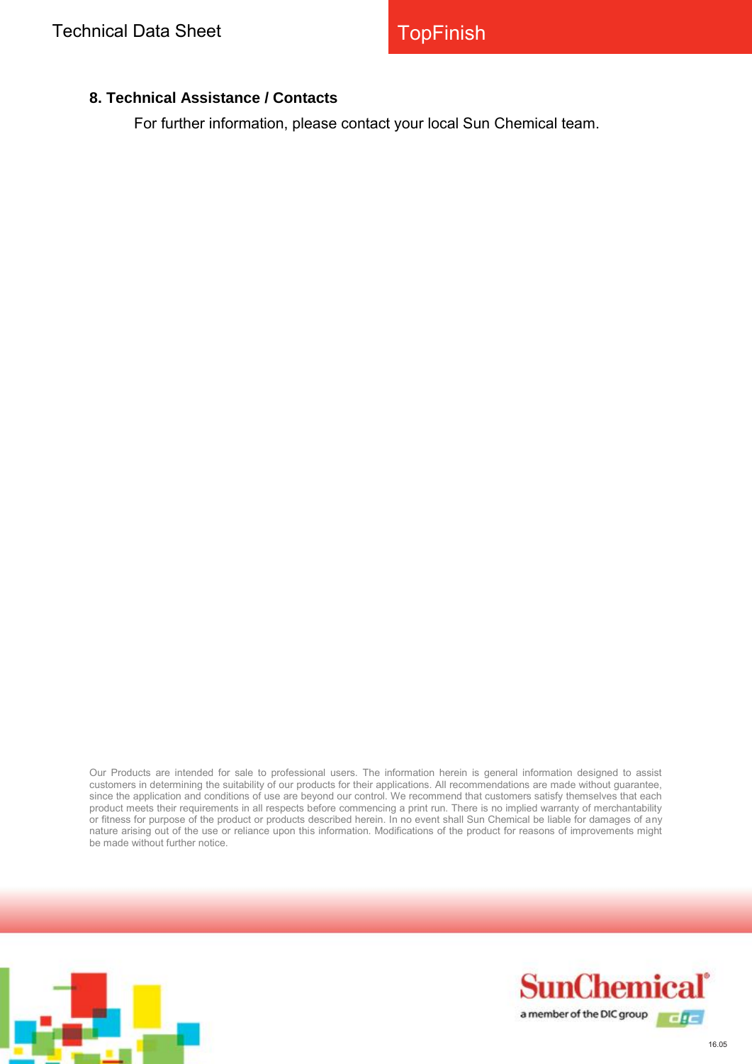## 8. Technical Assistance / Contacts

For further information, please contact your local Sun Chemical team.

Our Products are intended for sale to professional users. The information herein is general information designed to assist customers in determining the suitability of our products for their applications. All recommendations are made without guarantee, since the application and conditions of use are beyond our control. We recommend that customers satisfy themselves that each product meets their requirements in all respects before commencing a print run. There is no implied warranty of merchantability or fitness for purpose of the product or products described herein. In no event shall Sun Chemical be liable for damages of any nature arising out of the use or reliance upon this information. Modifications of the product for reasons of improvements might be made without further notice.

SunChemical®

a member of the DIC group

16.05